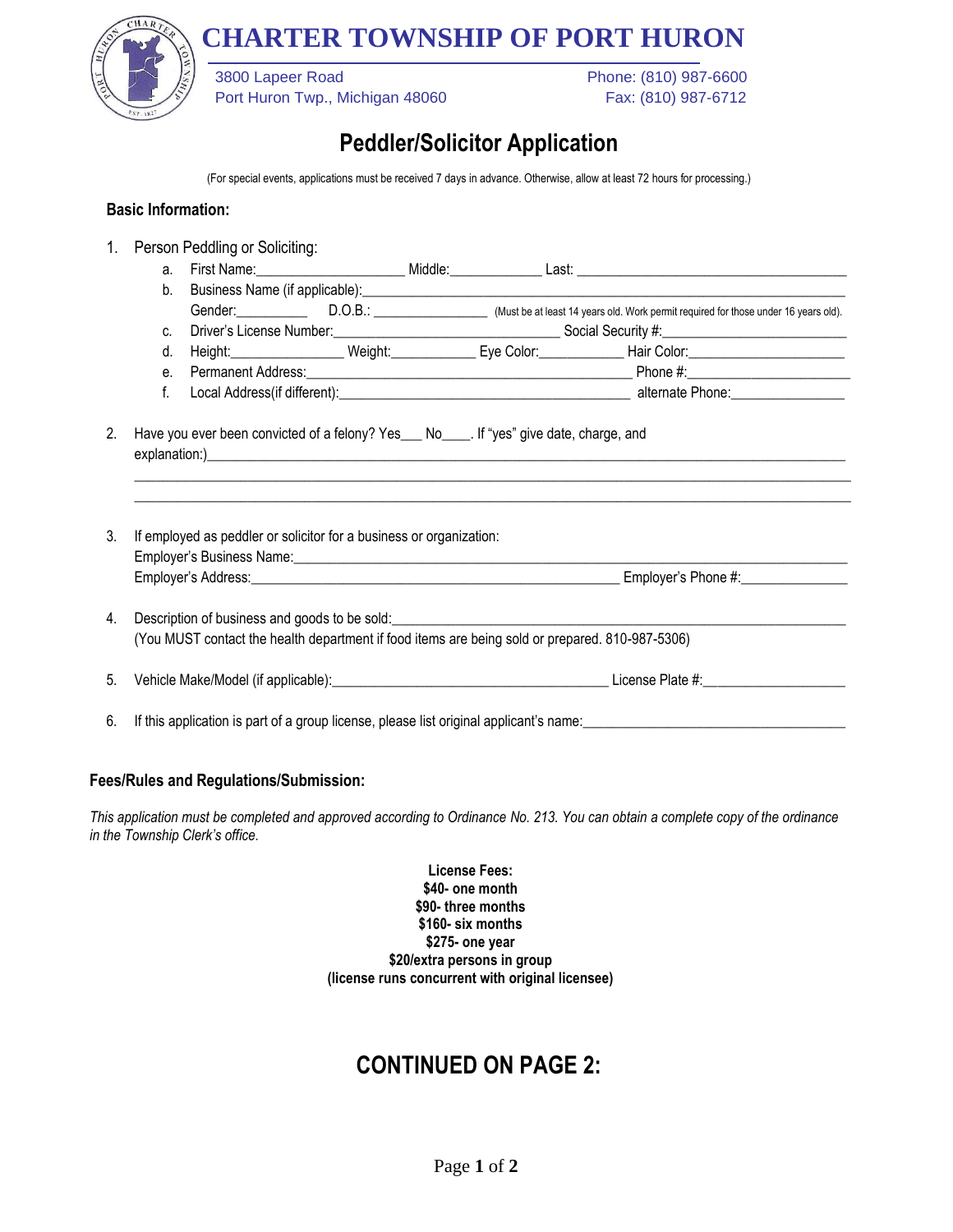# CHARTER TOWNSHIP OF PORT HURON

3800 Lapeer Road
Port Huron Twp., Michigan 48060

Phone: (810) 987-6600
Fax: (810) 987-6712

## Peddler/Solicitor Application

(For special events, applications must be received 7 days in advance. Otherwise, allow at least 72 hours for processing.)

### Basic Information:

1. Person Peddling or Soliciting:
   a. First Name:____________________ Middle:_____________ Last: _____________________________________
   b. Business Name (if applicable):______________________________________________________________________
      Gender:__________ D.O.B.: ________________ (Must be at least 14 years old. Work permit required for those under 16 years old).
   c. Driver's License Number:________________________________ Social Security #:__________________________
   d. Height:________________ Weight:____________ Eye Color:____________ Hair Color:______________________
   e. Permanent Address:_______________________________________________ Phone #:_______________________
   f. Local Address(if different):_________________________________________ alternate Phone:________________

2. Have you ever been convicted of a felony? Yes___ No____. If "yes" give date, charge, and explanation:)________________________________________________________________________________________
   ____________________________________________________________________________________________________
   ____________________________________________________________________________________________________

3. If employed as peddler or solicitor for a business or organization:
   Employer's Business Name:_______________________________________________________________________________
   Employer's Address:____________________________________________________ Employer's Phone #:_______________

4. Description of business and goods to be sold:_________________________________________________________________
   (You MUST contact the health department if food items are being sold or prepared. 810-987-5306)

5. Vehicle Make/Model (if applicable):______________________________________ License Plate #:____________________

6. If this application is part of a group license, please list original applicant's name:____________________________________

### Fees/Rules and Regulations/Submission:

*This application must be completed and approved according to Ordinance No. 213. You can obtain a complete copy of the ordinance in the Township Clerk's office.*

**License Fees:**
**$40- one month**
**$90- three months**
**$160- six months**
**$275- one year**
**$20/extra persons in group**
**(license runs concurrent with original licensee)**

## CONTINUED ON PAGE 2: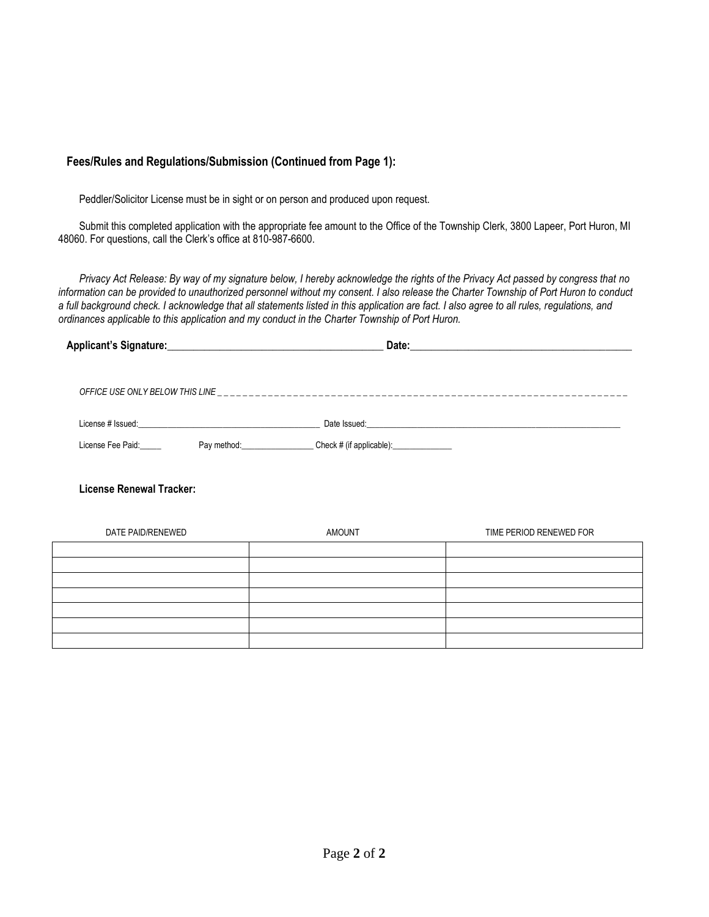**Fees/Rules and Regulations/Submission (Continued from Page 1):**

Peddler/Solicitor License must be in sight or on person and produced upon request.

Submit this completed application with the appropriate fee amount to the Office of the Township Clerk, 3800 Lapeer, Port Huron, MI 48060. For questions, call the Clerk's office at 810-987-6600.

*Privacy Act Release: By way of my signature below, I hereby acknowledge the rights of the Privacy Act passed by congress that no information can be provided to unauthorized personnel without my consent. I also release the Charter Township of Port Huron to conduct a full background check. I acknowledge that all statements listed in this application are fact. I also agree to all rules, regulations, and ordinances applicable to this application and my conduct in the Charter Township of Port Huron.*

**Applicant's Signature:**__________________________________________ **Date:**____________________________________________

*OFFICE USE ONLY BELOW THIS LINE* _ _ _ _ _ _ _ _ _ _ _ _ _ _ _ _ _ _ _ _ _ _ _ _ _ _ _ _ _ _ _ _ _ _ _ _ _ _ _ _ _ _ _ _ _ _ _ _ _ _ _ _ _ _ _ _ _ _ _ _ _ _ _ _ _ _

License # Issued:____________________________________________ Date Issued:_____________________________________________________________

License Fee Paid:_____ Pay method:_________________ Check # (if applicable):______________

**License Renewal Tracker:**

| DATE PAID/RENEWED | AMOUNT | TIME PERIOD RENEWED FOR |
|---|---|---|
| | | |
| | | |
| | | |
| | | |
| | | |
| | | |
| | | |